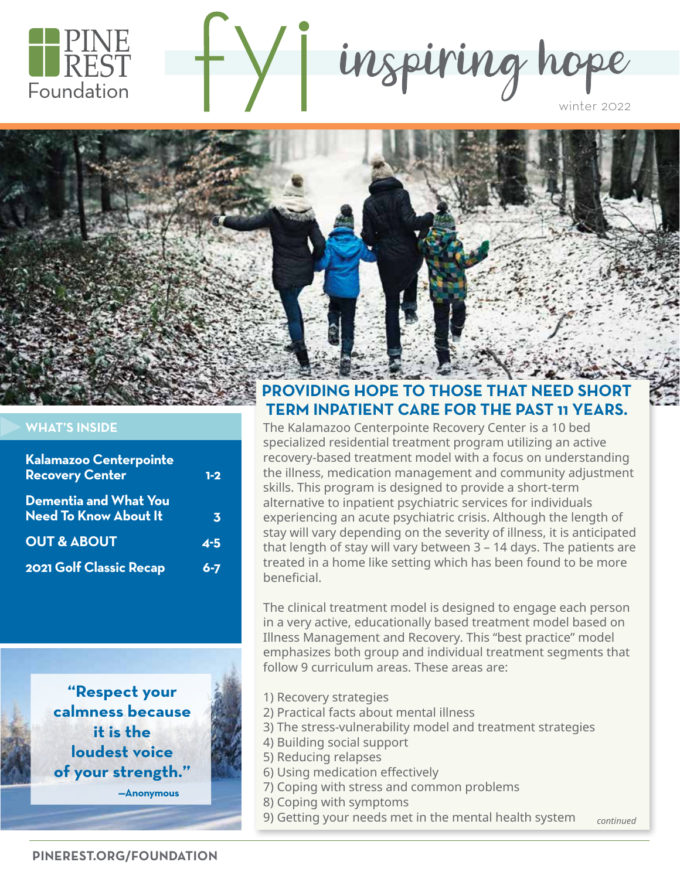PINE REST Foundation

# fyi inspiring hope

winter 2022

## WHAT'S INSIDE

| | |
|---|---|
| **Kalamazoo Centerpointe Recovery Center** | **1-2** |
| **Dementia and What You Need To Know About It** | **3** |
| **OUT & ABOUT** | **4-5** |
| **2021 Golf Classic Recap** | **6-7** |

**"Respect your calmness because it is the loudest voice of your strength."**

**—Anonymous**

## PROVIDING HOPE TO THOSE THAT NEED SHORT TERM INPATIENT CARE FOR THE PAST 11 YEARS.

The Kalamazoo Centerpointe Recovery Center is a 10 bed specialized residential treatment program utilizing an active recovery-based treatment model with a focus on understanding the illness, medication management and community adjustment skills. This program is designed to provide a short-term alternative to inpatient psychiatric services for individuals experiencing an acute psychiatric crisis. Although the length of stay will vary depending on the severity of illness, it is anticipated that length of stay will vary between 3 – 14 days. The patients are treated in a home like setting which has been found to be more beneficial.

The clinical treatment model is designed to engage each person in a very active, educationally based treatment model based on Illness Management and Recovery. This "best practice" model emphasizes both group and individual treatment segments that follow 9 curriculum areas. These areas are:

1) Recovery strategies
2) Practical facts about mental illness
3) The stress-vulnerability model and treatment strategies
4) Building social support
5) Reducing relapses
6) Using medication effectively
7) Coping with stress and common problems
8) Coping with symptoms
9) Getting your needs met in the mental health system

*continued*

**PINEREST.ORG/FOUNDATION**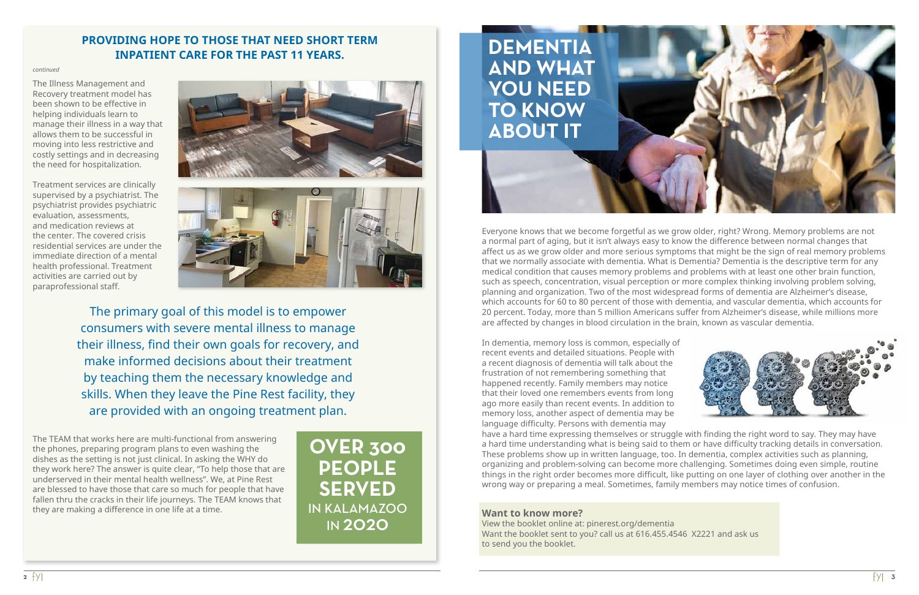## PROVIDING HOPE TO THOSE THAT NEED SHORT TERM INPATIENT CARE FOR THE PAST 11 YEARS.

*continued*

The Illness Management and Recovery treatment model has been shown to be effective in helping individuals learn to manage their illness in a way that allows them to be successful in moving into less restrictive and costly settings and in decreasing the need for hospitalization.

Treatment services are clinically supervised by a psychiatrist. The psychiatrist provides psychiatric evaluation, assessments, and medication reviews at the center. The covered crisis residential services are under the immediate direction of a mental health professional. Treatment activities are carried out by paraprofessional staff.

The primary goal of this model is to empower consumers with severe mental illness to manage their illness, find their own goals for recovery, and make informed decisions about their treatment by teaching them the necessary knowledge and skills. When they leave the Pine Rest facility, they are provided with an ongoing treatment plan.

The TEAM that works here are multi-functional from answering the phones, preparing program plans to even washing the dishes as the setting is not just clinical. In asking the WHY do they work here? The answer is quite clear, "To help those that are underserved in their mental health wellness". We, at Pine Rest are blessed to have those that care so much for people that have fallen thru the cracks in their life journeys. The TEAM knows that they are making a difference in one life at a time.

**OVER 300 PEOPLE SERVED IN KALAMAZOO IN 2020**

# DEMENTIA AND WHAT YOU NEED TO KNOW ABOUT IT

Everyone knows that we become forgetful as we grow older, right? Wrong. Memory problems are not a normal part of aging, but it isn't always easy to know the difference between normal changes that affect us as we grow older and more serious symptoms that might be the sign of real memory problems that we normally associate with dementia. What is Dementia? Dementia is the descriptive term for any medical condition that causes memory problems and problems with at least one other brain function, such as speech, concentration, visual perception or more complex thinking involving problem solving, planning and organization. Two of the most widespread forms of dementia are Alzheimer's disease, which accounts for 60 to 80 percent of those with dementia, and vascular dementia, which accounts for 20 percent. Today, more than 5 million Americans suffer from Alzheimer's disease, while millions more are affected by changes in blood circulation in the brain, known as vascular dementia.

In dementia, memory loss is common, especially of recent events and detailed situations. People with a recent diagnosis of dementia will talk about the frustration of not remembering something that happened recently. Family members may notice that their loved one remembers events from long ago more easily than recent events. In addition to memory loss, another aspect of dementia may be language difficulty. Persons with dementia may have a hard time expressing themselves or struggle with finding the right word to say. They may have a hard time understanding what is being said to them or have difficulty tracking details in conversation. These problems show up in written language, too. In dementia, complex activities such as planning, organizing and problem-solving can become more challenging. Sometimes doing even simple, routine things in the right order becomes more difficult, like putting on one layer of clothing over another in the wrong way or preparing a meal. Sometimes, family members may notice times of confusion.

**Want to know more?**

View the booklet online at: pinerest.org/dementia
Want the booklet sent to you? call us at 616.455.4546 X2221 and ask us to send you the booklet.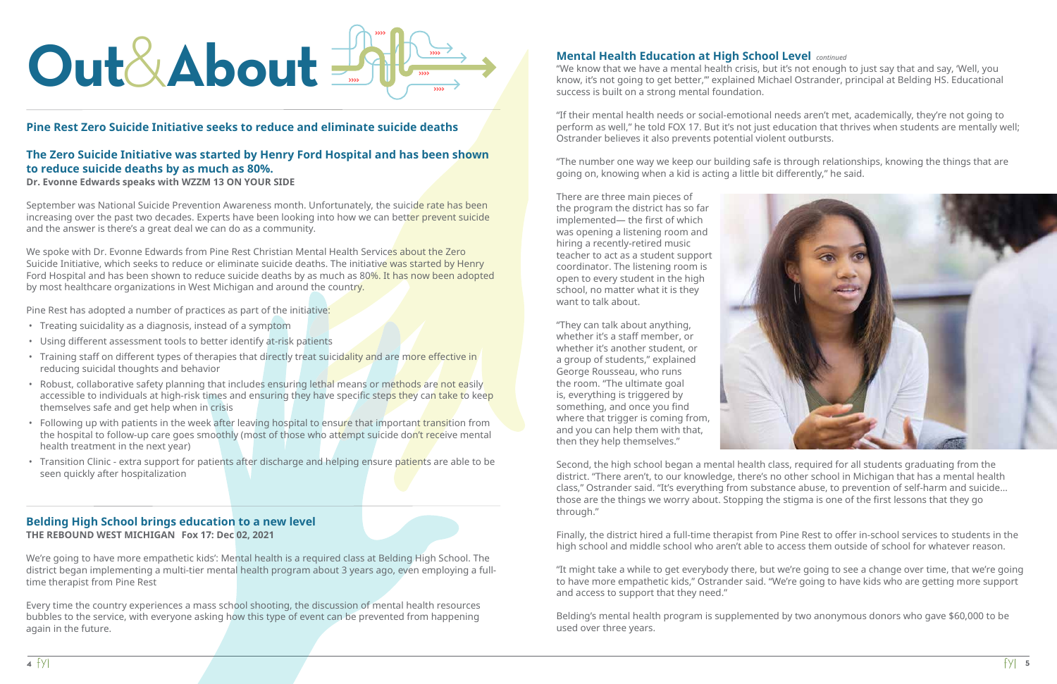# Out&About

## Pine Rest Zero Suicide Initiative seeks to reduce and eliminate suicide deaths

### The Zero Suicide Initiative was started by Henry Ford Hospital and has been shown to reduce suicide deaths by as much as 80%.

**Dr. Evonne Edwards speaks with WZZM 13 ON YOUR SIDE**

September was National Suicide Prevention Awareness month. Unfortunately, the suicide rate has been increasing over the past two decades. Experts have been looking into how we can better prevent suicide and the answer is there's a great deal we can do as a community.

We spoke with Dr. Evonne Edwards from Pine Rest Christian Mental Health Services about the Zero Suicide Initiative, which seeks to reduce or eliminate suicide deaths. The initiative was started by Henry Ford Hospital and has been shown to reduce suicide deaths by as much as 80%. It has now been adopted by most healthcare organizations in West Michigan and around the country.

Pine Rest has adopted a number of practices as part of the initiative:

- Treating suicidality as a diagnosis, instead of a symptom
- Using different assessment tools to better identify at-risk patients
- Training staff on different types of therapies that directly treat suicidality and are more effective in reducing suicidal thoughts and behavior
- Robust, collaborative safety planning that includes ensuring lethal means or methods are not easily accessible to individuals at high-risk times and ensuring they have specific steps they can take to keep themselves safe and get help when in crisis
- Following up with patients in the week after leaving hospital to ensure that important transition from the hospital to follow-up care goes smoothly (most of those who attempt suicide don't receive mental health treatment in the next year)
- Transition Clinic - extra support for patients after discharge and helping ensure patients are able to be seen quickly after hospitalization

## Belding High School brings education to a new level

**THE REBOUND WEST MICHIGAN Fox 17: Dec 02, 2021**

We're going to have more empathetic kids': Mental health is a required class at Belding High School. The district began implementing a multi-tier mental health program about 3 years ago, even employing a full-time therapist from Pine Rest

Every time the country experiences a mass school shooting, the discussion of mental health resources bubbles to the service, with everyone asking how this type of event can be prevented from happening again in the future.

### Mental Health Education at High School Level *continued*

"We know that we have a mental health crisis, but it's not enough to just say that and say, 'Well, you know, it's not going to get better,'" explained Michael Ostrander, principal at Belding HS. Educational success is built on a strong mental foundation.

"If their mental health needs or social-emotional needs aren't met, academically, they're not going to perform as well," he told FOX 17. But it's not just education that thrives when students are mentally well; Ostrander believes it also prevents potential violent outbursts.

"The number one way we keep our building safe is through relationships, knowing the things that are going on, knowing when a kid is acting a little bit differently," he said.

There are three main pieces of the program the district has so far implemented— the first of which was opening a listening room and hiring a recently-retired music teacher to act as a student support coordinator. The listening room is open to every student in the high school, no matter what it is they want to talk about.

"They can talk about anything, whether it's a staff member, or whether it's another student, or a group of students," explained George Rousseau, who runs the room. "The ultimate goal is, everything is triggered by something, and once you find where that trigger is coming from, and you can help them with that, then they help themselves."

Second, the high school began a mental health class, required for all students graduating from the district. "There aren't, to our knowledge, there's no other school in Michigan that has a mental health class," Ostrander said. "It's everything from substance abuse, to prevention of self-harm and suicide… those are the things we worry about. Stopping the stigma is one of the first lessons that they go through."

Finally, the district hired a full-time therapist from Pine Rest to offer in-school services to students in the high school and middle school who aren't able to access them outside of school for whatever reason.

"It might take a while to get everybody there, but we're going to see a change over time, that we're going to have more empathetic kids," Ostrander said. "We're going to have kids who are getting more support and access to support that they need."

Belding's mental health program is supplemented by two anonymous donors who gave $60,000 to be used over three years.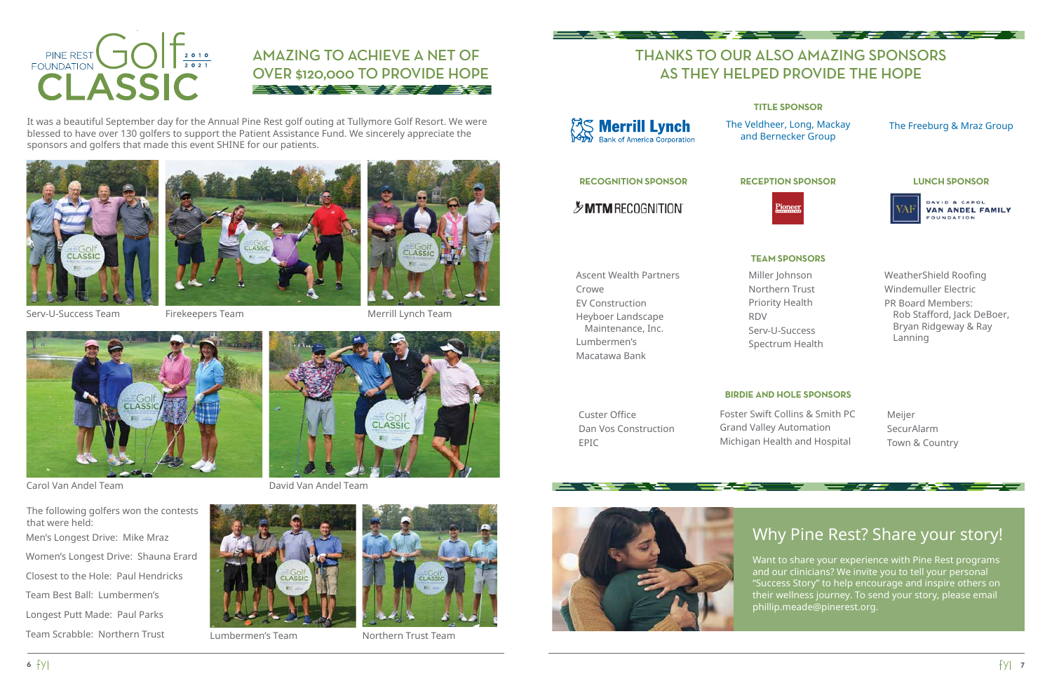# Pine Rest Foundation Golf Classic 2010–2021

## AMAZING TO ACHIEVE A NET OF OVER $120,000 TO PROVIDE HOPE

It was a beautiful September day for the Annual Pine Rest golf outing at Tullymore Golf Resort. We were blessed to have over 130 golfers to support the Patient Assistance Fund. We sincerely appreciate the sponsors and golfers that made this event SHINE for our patients.

Serv-U-Success Team

Firekeepers Team

Merrill Lynch Team

Carol Van Andel Team

David Van Andel Team

The following golfers won the contests that were held:

Men's Longest Drive: Mike Mraz

Women's Longest Drive: Shauna Erard

Closest to the Hole: Paul Hendricks

Team Best Ball: Lumbermen's

Longest Putt Made: Paul Parks

Team Scrabble: Northern Trust

Lumbermen's Team

Northern Trust Team

## THANKS TO OUR ALSO AMAZING SPONSORS AS THEY HELPED PROVIDE THE HOPE

### TITLE SPONSOR

Merrill Lynch – Bank of America Corporation

The Veldheer, Long, Mackay and Bernecker Group

The Freeburg & Mraz Group

### RECOGNITION SPONSOR

MTM Recognition

### RECEPTION SPONSOR

Pioneer

### LUNCH SPONSOR

David & Carol Van Andel Family Foundation

### TEAM SPONSORS

Ascent Wealth Partners
Crowe
EV Construction
Heyboer Landscape Maintenance, Inc.
Lumbermen's
Macatawa Bank

Miller Johnson
Northern Trust
Priority Health
RDV
Serv-U-Success
Spectrum Health

WeatherShield Roofing
Windemuller Electric
PR Board Members: Rob Stafford, Jack DeBoer, Bryan Ridgeway & Ray Lanning

### BIRDIE AND HOLE SPONSORS

Custer Office
Dan Vos Construction
EPIC

Foster Swift Collins & Smith PC
Grand Valley Automation
Michigan Health and Hospital

Meijer
SecurAlarm
Town & Country

## Why Pine Rest? Share your story!

Want to share your experience with Pine Rest programs and our clinicians? We invite you to tell your personal "Success Story" to help encourage and inspire others on their wellness journey. To send your story, please email phillip.meade@pinerest.org.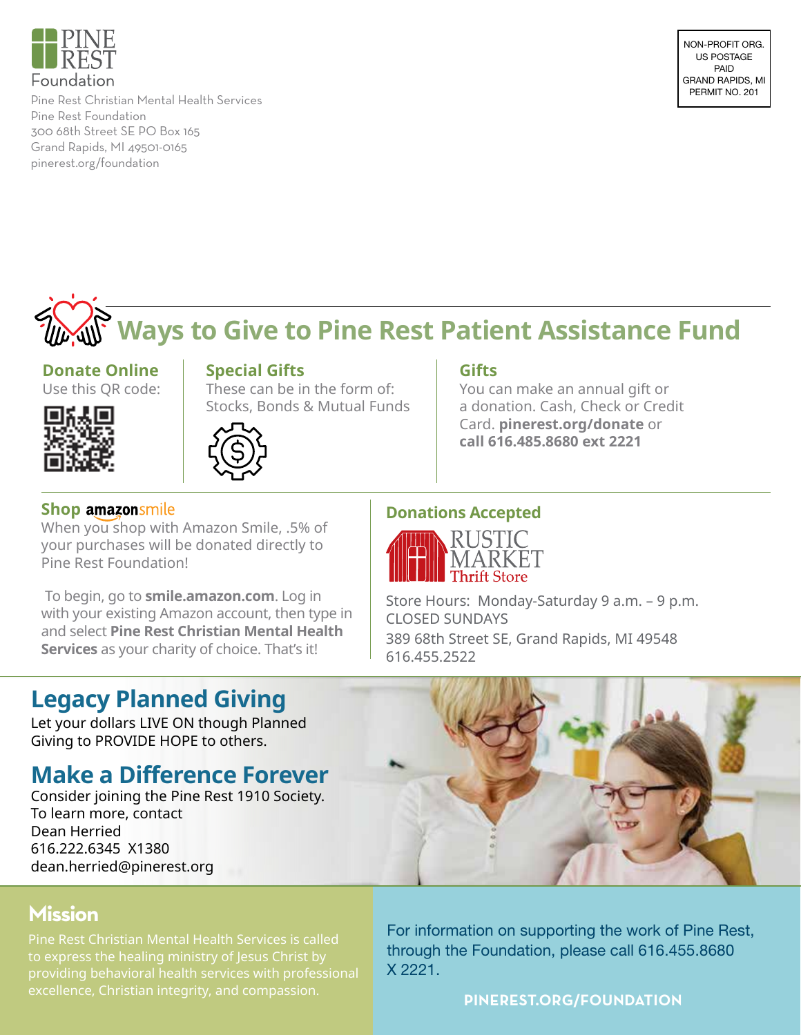PINE REST Foundation

Pine Rest Christian Mental Health Services
Pine Rest Foundation
300 68th Street SE PO Box 165
Grand Rapids, MI 49501-0165
pinerest.org/foundation

NON-PROFIT ORG.
US POSTAGE
PAID
GRAND RAPIDS, MI
PERMIT NO. 201

# Ways to Give to Pine Rest Patient Assistance Fund

### Donate Online

Use this QR code:

### Special Gifts

These can be in the form of:
Stocks, Bonds & Mutual Funds

### Gifts

You can make an annual gift or a donation. Cash, Check or Credit Card. **pinerest.org/donate** or **call 616.485.8680 ext 2221**

### Shop amazonsmile

When you shop with Amazon Smile, .5% of your purchases will be donated directly to Pine Rest Foundation!

To begin, go to **smile.amazon.com**. Log in with your existing Amazon account, then type in and select **Pine Rest Christian Mental Health Services** as your charity of choice. That's it!

### Donations Accepted

RUSTIC MARKET Thrift Store

Store Hours: Monday-Saturday 9 a.m. – 9 p.m.
CLOSED SUNDAYS
389 68th Street SE, Grand Rapids, MI 49548
616.455.2522

## Legacy Planned Giving

Let your dollars LIVE ON though Planned Giving to PROVIDE HOPE to others.

## Make a Difference Forever

Consider joining the Pine Rest 1910 Society.
To learn more, contact
Dean Herried
616.222.6345 X1380
dean.herried@pinerest.org

## Mission

Pine Rest Christian Mental Health Services is called to express the healing ministry of Jesus Christ by providing behavioral health services with professional excellence, Christian integrity, and compassion.

For information on supporting the work of Pine Rest, through the Foundation, please call 616.455.8680 X 2221.

**PINEREST.ORG/FOUNDATION**